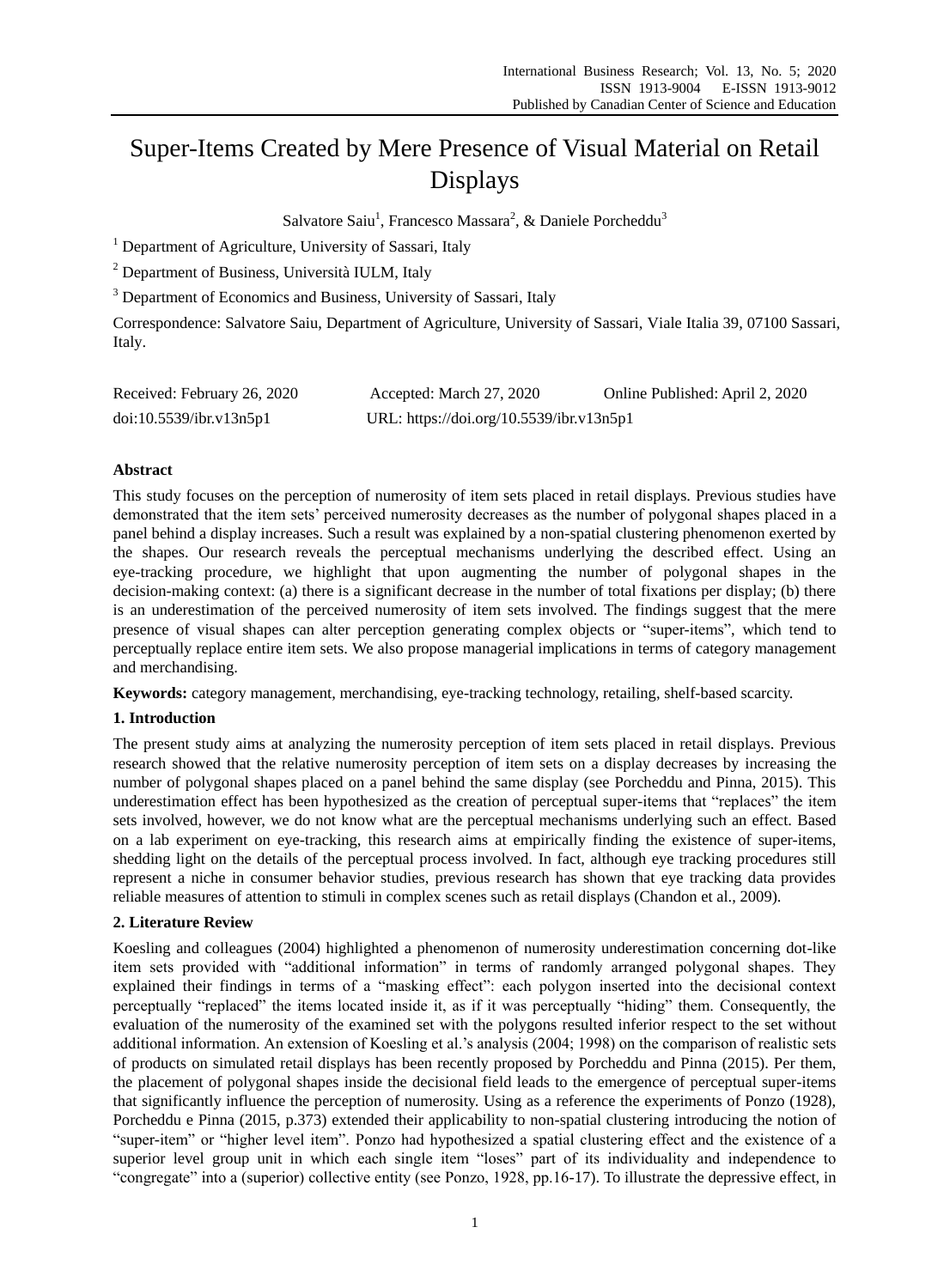# Super-Items Created by Mere Presence of Visual Material on Retail Displays

Salvatore Saiu[1], Francesco Massara[2], & Daniele Porcheddu[3]

[1] Department of Agriculture, University of Sassari, Italy

[2] Department of Business, Università IULM, Italy

[3] Department of Economics and Business, University of Sassari, Italy

Correspondence: Salvatore Saiu, Department of Agriculture, University of Sassari, Viale Italia 39, 07100 Sassari, Italy.

Received: February 26, 2020 Accepted: March 27, 2020 Online Published: April 2, 2020

doi:10.5539/ibr.v13n5p1 URL: https://doi.org/10.5539/ibr.v13n5p1

## Abstract

This study focuses on the perception of numerosity of item sets placed in retail displays. Previous studies have demonstrated that the item sets' perceived numerosity decreases as the number of polygonal shapes placed in a panel behind a display increases. Such a result was explained by a non-spatial clustering phenomenon exerted by the shapes. Our research reveals the perceptual mechanisms underlying the described effect. Using an eye-tracking procedure, we highlight that upon augmenting the number of polygonal shapes in the decision-making context: (a) there is a significant decrease in the number of total fixations per display; (b) there is an underestimation of the perceived numerosity of item sets involved. The findings suggest that the mere presence of visual shapes can alter perception generating complex objects or "super-items", which tend to perceptually replace entire item sets. We also propose managerial implications in terms of category management and merchandising.

**Keywords:** category management, merchandising, eye-tracking technology, retailing, shelf-based scarcity.

## 1. Introduction

The present study aims at analyzing the numerosity perception of item sets placed in retail displays. Previous research showed that the relative numerosity perception of item sets on a display decreases by increasing the number of polygonal shapes placed on a panel behind the same display (see Porcheddu and Pinna, 2015). This underestimation effect has been hypothesized as the creation of perceptual super-items that "replaces" the item sets involved, however, we do not know what are the perceptual mechanisms underlying such an effect. Based on a lab experiment on eye-tracking, this research aims at empirically finding the existence of super-items, shedding light on the details of the perceptual process involved. In fact, although eye tracking procedures still represent a niche in consumer behavior studies, previous research has shown that eye tracking data provides reliable measures of attention to stimuli in complex scenes such as retail displays (Chandon et al., 2009).

## 2. Literature Review

Koesling and colleagues (2004) highlighted a phenomenon of numerosity underestimation concerning dot-like item sets provided with "additional information" in terms of randomly arranged polygonal shapes. They explained their findings in terms of a "masking effect": each polygon inserted into the decisional context perceptually "replaced" the items located inside it, as if it was perceptually "hiding" them. Consequently, the evaluation of the numerosity of the examined set with the polygons resulted inferior respect to the set without additional information. An extension of Koesling et al.'s analysis (2004; 1998) on the comparison of realistic sets of products on simulated retail displays has been recently proposed by Porcheddu and Pinna (2015). Per them, the placement of polygonal shapes inside the decisional field leads to the emergence of perceptual super-items that significantly influence the perception of numerosity. Using as a reference the experiments of Ponzo (1928), Porcheddu e Pinna (2015, p.373) extended their applicability to non-spatial clustering introducing the notion of "super-item" or "higher level item". Ponzo had hypothesized a spatial clustering effect and the existence of a superior level group unit in which each single item "loses" part of its individuality and independence to "congregate" into a (superior) collective entity (see Ponzo, 1928, pp.16-17). To illustrate the depressive effect, in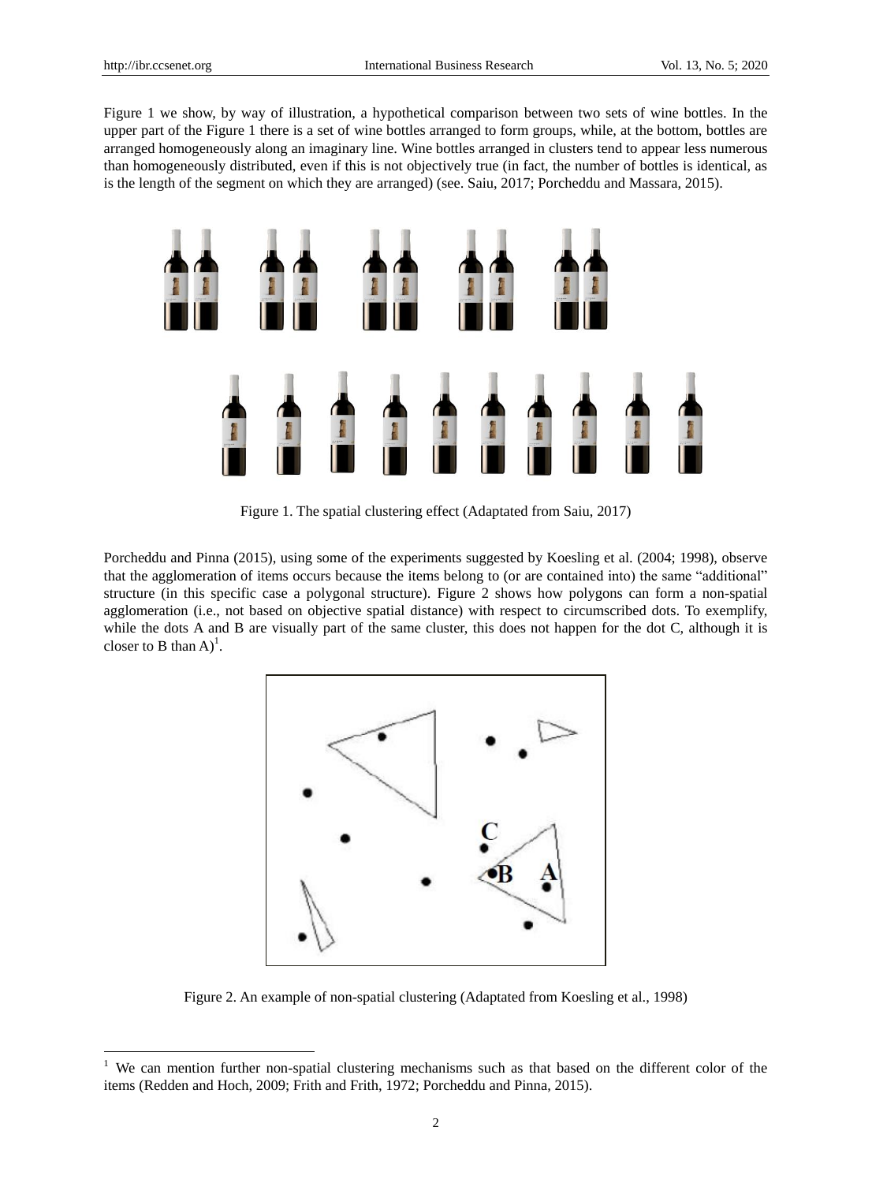Figure 1 we show, by way of illustration, a hypothetical comparison between two sets of wine bottles. In the upper part of the Figure 1 there is a set of wine bottles arranged to form groups, while, at the bottom, bottles are arranged homogeneously along an imaginary line. Wine bottles arranged in clusters tend to appear less numerous than homogeneously distributed, even if this is not objectively true (in fact, the number of bottles is identical, as is the length of the segment on which they are arranged) (see. Saiu, 2017; Porcheddu and Massara, 2015).

Figure 1. The spatial clustering effect (Adaptated from Saiu, 2017)

Porcheddu and Pinna (2015), using some of the experiments suggested by Koesling et al. (2004; 1998), observe that the agglomeration of items occurs because the items belong to (or are contained into) the same "additional" structure (in this specific case a polygonal structure). Figure 2 shows how polygons can form a non-spatial agglomeration (i.e., not based on objective spatial distance) with respect to circumscribed dots. To exemplify, while the dots A and B are visually part of the same cluster, this does not happen for the dot C, although it is closer to B than A)[1].

Figure 2. An example of non-spatial clustering (Adaptated from Koesling et al., 1998)

[1] We can mention further non-spatial clustering mechanisms such as that based on the different color of the items (Redden and Hoch, 2009; Frith and Frith, 1972; Porcheddu and Pinna, 2015).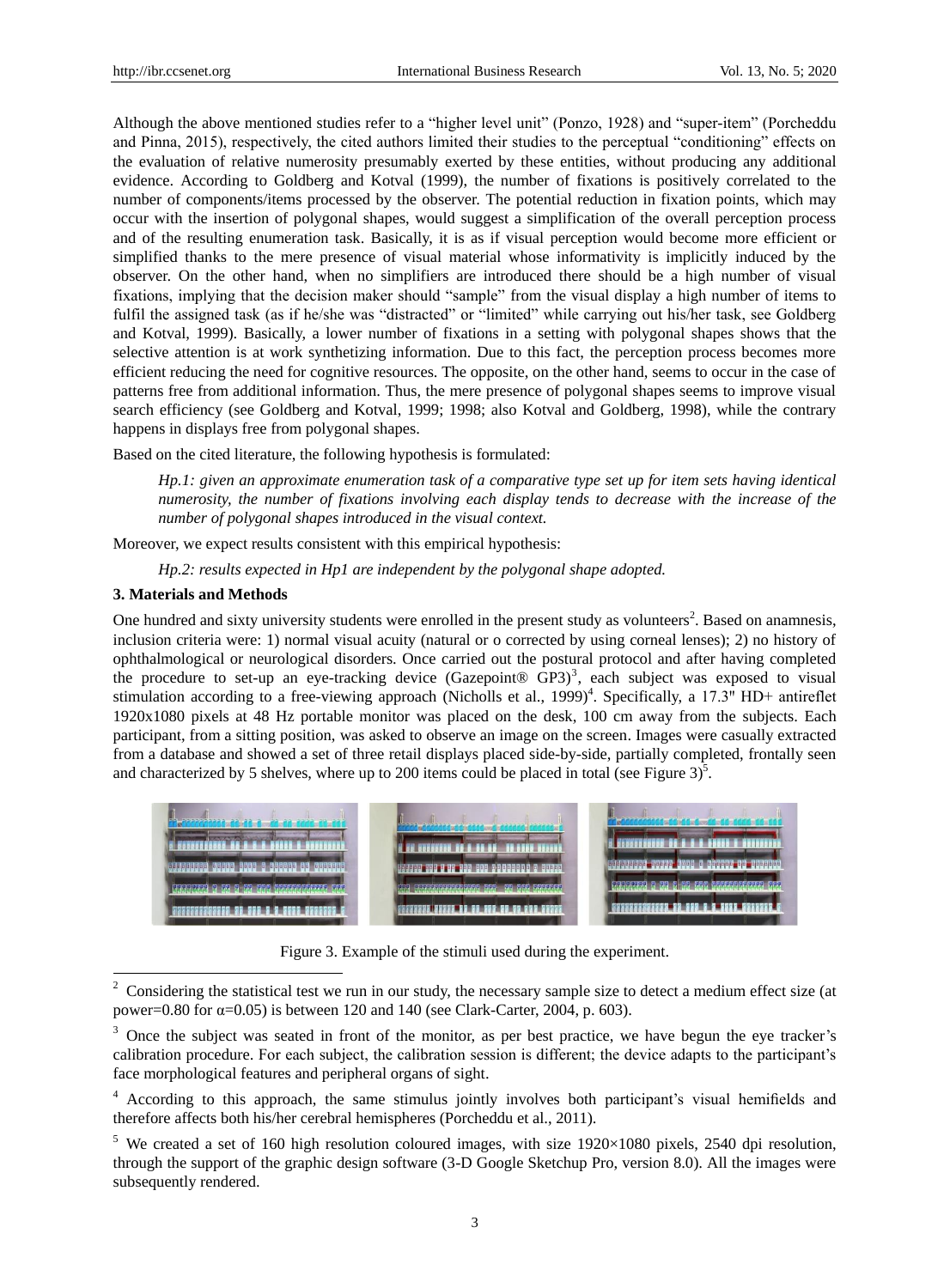Although the above mentioned studies refer to a "higher level unit" (Ponzo, 1928) and "super-item" (Porcheddu and Pinna, 2015), respectively, the cited authors limited their studies to the perceptual "conditioning" effects on the evaluation of relative numerosity presumably exerted by these entities, without producing any additional evidence. According to Goldberg and Kotval (1999), the number of fixations is positively correlated to the number of components/items processed by the observer. The potential reduction in fixation points, which may occur with the insertion of polygonal shapes, would suggest a simplification of the overall perception process and of the resulting enumeration task. Basically, it is as if visual perception would become more efficient or simplified thanks to the mere presence of visual material whose informativity is implicitly induced by the observer. On the other hand, when no simplifiers are introduced there should be a high number of visual fixations, implying that the decision maker should "sample" from the visual display a high number of items to fulfil the assigned task (as if he/she was "distracted" or "limited" while carrying out his/her task, see Goldberg and Kotval, 1999). Basically, a lower number of fixations in a setting with polygonal shapes shows that the selective attention is at work synthetizing information. Due to this fact, the perception process becomes more efficient reducing the need for cognitive resources. The opposite, on the other hand, seems to occur in the case of patterns free from additional information. Thus, the mere presence of polygonal shapes seems to improve visual search efficiency (see Goldberg and Kotval, 1999; 1998; also Kotval and Goldberg, 1998), while the contrary happens in displays free from polygonal shapes.

Based on the cited literature, the following hypothesis is formulated:

> *Hp.1: given an approximate enumeration task of a comparative type set up for item sets having identical numerosity, the number of fixations involving each display tends to decrease with the increase of the number of polygonal shapes introduced in the visual context.*

Moreover, we expect results consistent with this empirical hypothesis:

> *Hp.2: results expected in Hp1 are independent by the polygonal shape adopted.*

### 3. Materials and Methods

One hundred and sixty university students were enrolled in the present study as volunteers[2]. Based on anamnesis, inclusion criteria were: 1) normal visual acuity (natural or o corrected by using corneal lenses); 2) no history of ophthalmological or neurological disorders. Once carried out the postural protocol and after having completed the procedure to set-up an eye-tracking device (Gazepoint® GP3)[3], each subject was exposed to visual stimulation according to a free-viewing approach (Nicholls et al., 1999)[4]. Specifically, a 17.3" HD+ antireflet 1920x1080 pixels at 48 Hz portable monitor was placed on the desk, 100 cm away from the subjects. Each participant, from a sitting position, was asked to observe an image on the screen. Images were casually extracted from a database and showed a set of three retail displays placed side-by-side, partially completed, frontally seen and characterized by 5 shelves, where up to 200 items could be placed in total (see Figure 3)[5].

Figure 3. Example of the stimuli used during the experiment.

---

[2] Considering the statistical test we run in our study, the necessary sample size to detect a medium effect size (at power=0.80 for $\alpha$=0.05) is between 120 and 140 (see Clark-Carter, 2004, p. 603).

[3] Once the subject was seated in front of the monitor, as per best practice, we have begun the eye tracker's calibration procedure. For each subject, the calibration session is different; the device adapts to the participant's face morphological features and peripheral organs of sight.

[4] According to this approach, the same stimulus jointly involves both participant's visual hemifields and therefore affects both his/her cerebral hemispheres (Porcheddu et al., 2011).

[5] We created a set of 160 high resolution coloured images, with size 1920×1080 pixels, 2540 dpi resolution, through the support of the graphic design software (3-D Google Sketchup Pro, version 8.0). All the images were subsequently rendered.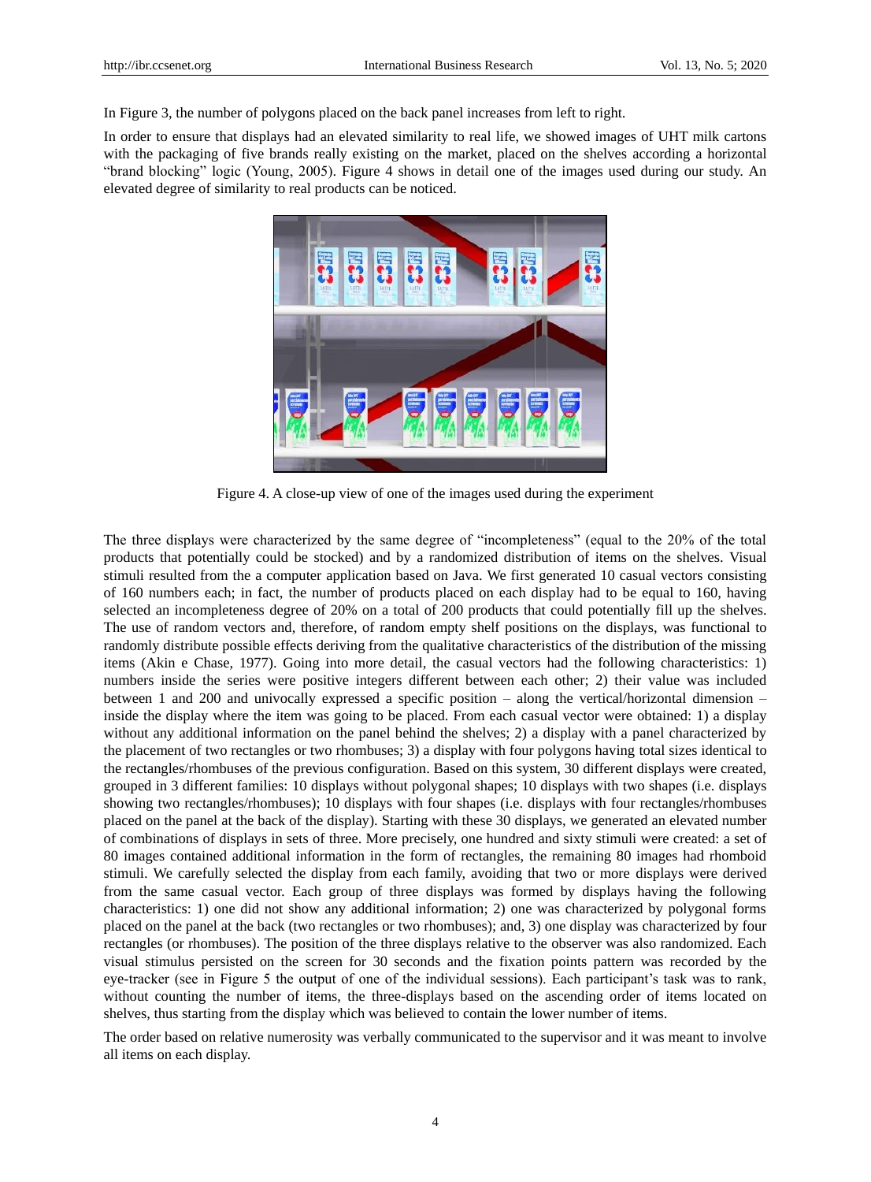In Figure 3, the number of polygons placed on the back panel increases from left to right.

In order to ensure that displays had an elevated similarity to real life, we showed images of UHT milk cartons with the packaging of five brands really existing on the market, placed on the shelves according a horizontal "brand blocking" logic (Young, 2005). Figure 4 shows in detail one of the images used during our study. An elevated degree of similarity to real products can be noticed.

Figure 4. A close-up view of one of the images used during the experiment

The three displays were characterized by the same degree of "incompleteness" (equal to the 20% of the total products that potentially could be stocked) and by a randomized distribution of items on the shelves. Visual stimuli resulted from the a computer application based on Java. We first generated 10 casual vectors consisting of 160 numbers each; in fact, the number of products placed on each display had to be equal to 160, having selected an incompleteness degree of 20% on a total of 200 products that could potentially fill up the shelves. The use of random vectors and, therefore, of random empty shelf positions on the displays, was functional to randomly distribute possible effects deriving from the qualitative characteristics of the distribution of the missing items (Akin e Chase, 1977). Going into more detail, the casual vectors had the following characteristics: 1) numbers inside the series were positive integers different between each other; 2) their value was included between 1 and 200 and univocally expressed a specific position – along the vertical/horizontal dimension – inside the display where the item was going to be placed. From each casual vector were obtained: 1) a display without any additional information on the panel behind the shelves; 2) a display with a panel characterized by the placement of two rectangles or two rhombuses; 3) a display with four polygons having total sizes identical to the rectangles/rhombuses of the previous configuration. Based on this system, 30 different displays were created, grouped in 3 different families: 10 displays without polygonal shapes; 10 displays with two shapes (i.e. displays showing two rectangles/rhombuses); 10 displays with four shapes (i.e. displays with four rectangles/rhombuses placed on the panel at the back of the display). Starting with these 30 displays, we generated an elevated number of combinations of displays in sets of three. More precisely, one hundred and sixty stimuli were created: a set of 80 images contained additional information in the form of rectangles, the remaining 80 images had rhomboid stimuli. We carefully selected the display from each family, avoiding that two or more displays were derived from the same casual vector. Each group of three displays was formed by displays having the following characteristics: 1) one did not show any additional information; 2) one was characterized by polygonal forms placed on the panel at the back (two rectangles or two rhombuses); and, 3) one display was characterized by four rectangles (or rhombuses). The position of the three displays relative to the observer was also randomized. Each visual stimulus persisted on the screen for 30 seconds and the fixation points pattern was recorded by the eye-tracker (see in Figure 5 the output of one of the individual sessions). Each participant's task was to rank, without counting the number of items, the three-displays based on the ascending order of items located on shelves, thus starting from the display which was believed to contain the lower number of items.

The order based on relative numerosity was verbally communicated to the supervisor and it was meant to involve all items on each display.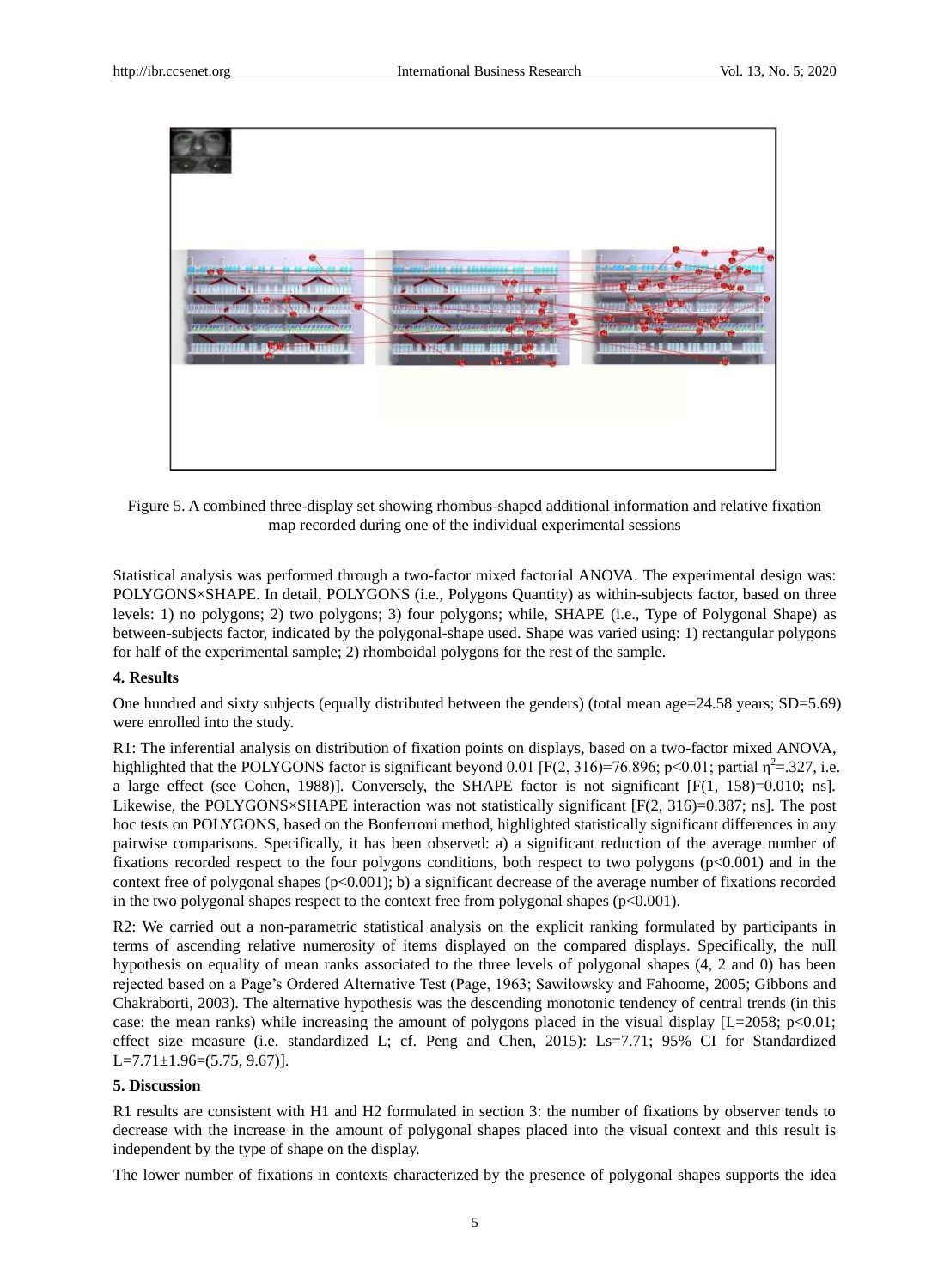Figure 5. A combined three-display set showing rhombus-shaped additional information and relative fixation map recorded during one of the individual experimental sessions

Statistical analysis was performed through a two-factor mixed factorial ANOVA. The experimental design was: POLYGONS×SHAPE. In detail, POLYGONS (i.e., Polygons Quantity) as within-subjects factor, based on three levels: 1) no polygons; 2) two polygons; 3) four polygons; while, SHAPE (i.e., Type of Polygonal Shape) as between-subjects factor, indicated by the polygonal-shape used. Shape was varied using: 1) rectangular polygons for half of the experimental sample; 2) rhomboidal polygons for the rest of the sample.

## 4. Results

One hundred and sixty subjects (equally distributed between the genders) (total mean age=24.58 years; SD=5.69) were enrolled into the study.

R1: The inferential analysis on distribution of fixation points on displays, based on a two-factor mixed ANOVA, highlighted that the POLYGONS factor is significant beyond 0.01 [$F(2, 316)=76.896$; $p<0.01$; partial $\eta^2=.327$, i.e. a large effect (see Cohen, 1988)]. Conversely, the SHAPE factor is not significant [$F(1, 158)=0.010$; ns]. Likewise, the POLYGONS×SHAPE interaction was not statistically significant [$F(2, 316)=0.387$; ns]. The post hoc tests on POLYGONS, based on the Bonferroni method, highlighted statistically significant differences in any pairwise comparisons. Specifically, it has been observed: a) a significant reduction of the average number of fixations recorded respect to the four polygons conditions, both respect to two polygons ($p<0.001$) and in the context free of polygonal shapes ($p<0.001$); b) a significant decrease of the average number of fixations recorded in the two polygonal shapes respect to the context free from polygonal shapes ($p<0.001$).

R2: We carried out a non-parametric statistical analysis on the explicit ranking formulated by participants in terms of ascending relative numerosity of items displayed on the compared displays. Specifically, the null hypothesis on equality of mean ranks associated to the three levels of polygonal shapes (4, 2 and 0) has been rejected based on a Page's Ordered Alternative Test (Page, 1963; Sawilowsky and Fahoome, 2005; Gibbons and Chakraborti, 2003). The alternative hypothesis was the descending monotonic tendency of central trends (in this case: the mean ranks) while increasing the amount of polygons placed in the visual display [$L=2058$; $p<0.01$; effect size measure (i.e. standardized L; cf. Peng and Chen, 2015): $L_s=7.71$; 95% CI for Standardized $L=7.71\pm1.96=(5.75, 9.67)$].

## 5. Discussion

R1 results are consistent with H1 and H2 formulated in section 3: the number of fixations by observer tends to decrease with the increase in the amount of polygonal shapes placed into the visual context and this result is independent by the type of shape on the display.

The lower number of fixations in contexts characterized by the presence of polygonal shapes supports the idea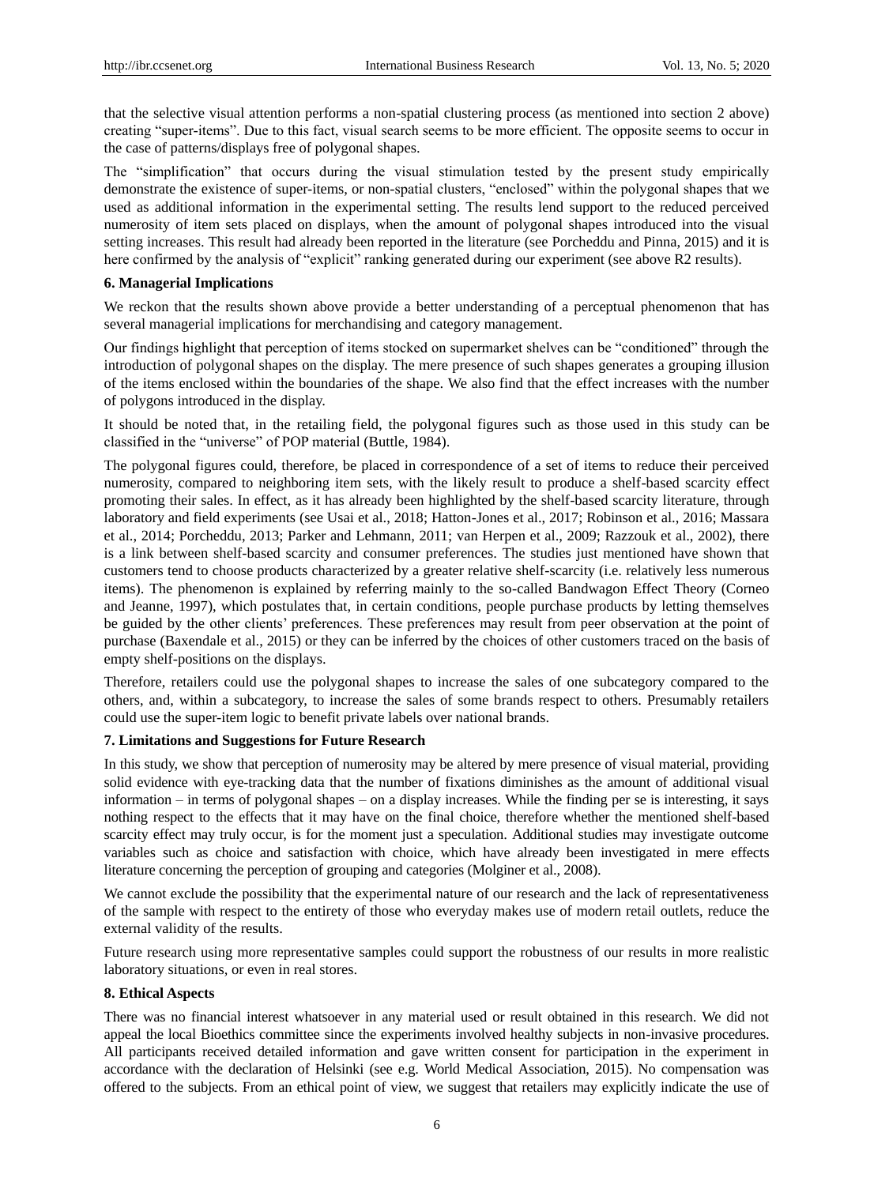that the selective visual attention performs a non-spatial clustering process (as mentioned into section 2 above) creating "super-items". Due to this fact, visual search seems to be more efficient. The opposite seems to occur in the case of patterns/displays free of polygonal shapes.

The "simplification" that occurs during the visual stimulation tested by the present study empirically demonstrate the existence of super-items, or non-spatial clusters, "enclosed" within the polygonal shapes that we used as additional information in the experimental setting. The results lend support to the reduced perceived numerosity of item sets placed on displays, when the amount of polygonal shapes introduced into the visual setting increases. This result had already been reported in the literature (see Porcheddu and Pinna, 2015) and it is here confirmed by the analysis of "explicit" ranking generated during our experiment (see above R2 results).

## 6. Managerial Implications

We reckon that the results shown above provide a better understanding of a perceptual phenomenon that has several managerial implications for merchandising and category management.

Our findings highlight that perception of items stocked on supermarket shelves can be "conditioned" through the introduction of polygonal shapes on the display. The mere presence of such shapes generates a grouping illusion of the items enclosed within the boundaries of the shape. We also find that the effect increases with the number of polygons introduced in the display.

It should be noted that, in the retailing field, the polygonal figures such as those used in this study can be classified in the "universe" of POP material (Buttle, 1984).

The polygonal figures could, therefore, be placed in correspondence of a set of items to reduce their perceived numerosity, compared to neighboring item sets, with the likely result to produce a shelf-based scarcity effect promoting their sales. In effect, as it has already been highlighted by the shelf-based scarcity literature, through laboratory and field experiments (see Usai et al., 2018; Hatton-Jones et al., 2017; Robinson et al., 2016; Massara et al., 2014; Porcheddu, 2013; Parker and Lehmann, 2011; van Herpen et al., 2009; Razzouk et al., 2002), there is a link between shelf-based scarcity and consumer preferences. The studies just mentioned have shown that customers tend to choose products characterized by a greater relative shelf-scarcity (i.e. relatively less numerous items). The phenomenon is explained by referring mainly to the so-called Bandwagon Effect Theory (Corneo and Jeanne, 1997), which postulates that, in certain conditions, people purchase products by letting themselves be guided by the other clients' preferences. These preferences may result from peer observation at the point of purchase (Baxendale et al., 2015) or they can be inferred by the choices of other customers traced on the basis of empty shelf-positions on the displays.

Therefore, retailers could use the polygonal shapes to increase the sales of one subcategory compared to the others, and, within a subcategory, to increase the sales of some brands respect to others. Presumably retailers could use the super-item logic to benefit private labels over national brands.

## 7. Limitations and Suggestions for Future Research

In this study, we show that perception of numerosity may be altered by mere presence of visual material, providing solid evidence with eye-tracking data that the number of fixations diminishes as the amount of additional visual information – in terms of polygonal shapes – on a display increases. While the finding per se is interesting, it says nothing respect to the effects that it may have on the final choice, therefore whether the mentioned shelf-based scarcity effect may truly occur, is for the moment just a speculation. Additional studies may investigate outcome variables such as choice and satisfaction with choice, which have already been investigated in mere effects literature concerning the perception of grouping and categories (Molginer et al., 2008).

We cannot exclude the possibility that the experimental nature of our research and the lack of representativeness of the sample with respect to the entirety of those who everyday makes use of modern retail outlets, reduce the external validity of the results.

Future research using more representative samples could support the robustness of our results in more realistic laboratory situations, or even in real stores.

## 8. Ethical Aspects

There was no financial interest whatsoever in any material used or result obtained in this research. We did not appeal the local Bioethics committee since the experiments involved healthy subjects in non-invasive procedures. All participants received detailed information and gave written consent for participation in the experiment in accordance with the declaration of Helsinki (see e.g. World Medical Association, 2015). No compensation was offered to the subjects. From an ethical point of view, we suggest that retailers may explicitly indicate the use of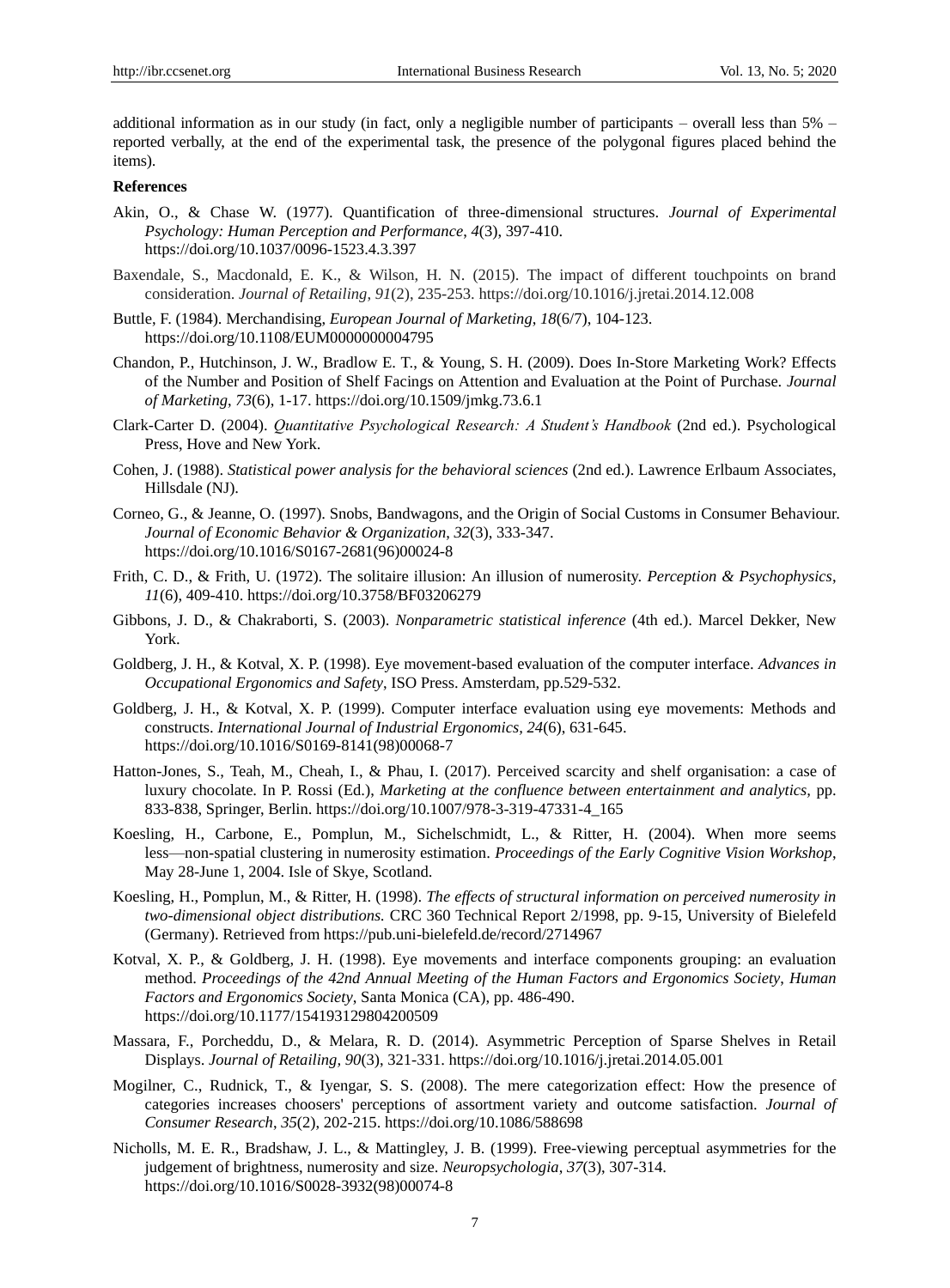additional information as in our study (in fact, only a negligible number of participants – overall less than 5% – reported verbally, at the end of the experimental task, the presence of the polygonal figures placed behind the items).

**References**

Akin, O., & Chase W. (1977). Quantification of three-dimensional structures. *Journal of Experimental Psychology: Human Perception and Performance*, *4*(3), 397-410. https://doi.org/10.1037/0096-1523.4.3.397

Baxendale, S., Macdonald, E. K., & Wilson, H. N. (2015). The impact of different touchpoints on brand consideration. *Journal of Retailing*, *91*(2), 235-253. https://doi.org/10.1016/j.jretai.2014.12.008

Buttle, F. (1984). Merchandising, *European Journal of Marketing*, *18*(6/7), 104-123. https://doi.org/10.1108/EUM0000000004795

Chandon, P., Hutchinson, J. W., Bradlow E. T., & Young, S. H. (2009). Does In-Store Marketing Work? Effects of the Number and Position of Shelf Facings on Attention and Evaluation at the Point of Purchase. *Journal of Marketing*, *73*(6), 1-17. https://doi.org/10.1509/jmkg.73.6.1

Clark-Carter D. (2004). *Quantitative Psychological Research: A Student's Handbook* (2nd ed.). Psychological Press, Hove and New York.

Cohen, J. (1988). *Statistical power analysis for the behavioral sciences* (2nd ed.). Lawrence Erlbaum Associates, Hillsdale (NJ).

Corneo, G., & Jeanne, O. (1997). Snobs, Bandwagons, and the Origin of Social Customs in Consumer Behaviour. *Journal of Economic Behavior & Organization*, *32*(3), 333-347. https://doi.org/10.1016/S0167-2681(96)00024-8

Frith, C. D., & Frith, U. (1972). The solitaire illusion: An illusion of numerosity. *Perception & Psychophysics*, *11*(6), 409-410. https://doi.org/10.3758/BF03206279

Gibbons, J. D., & Chakraborti, S. (2003). *Nonparametric statistical inference* (4th ed.). Marcel Dekker, New York.

Goldberg, J. H., & Kotval, X. P. (1998). Eye movement-based evaluation of the computer interface. *Advances in Occupational Ergonomics and Safety*, ISO Press. Amsterdam, pp.529-532.

Goldberg, J. H., & Kotval, X. P. (1999). Computer interface evaluation using eye movements: Methods and constructs. *International Journal of Industrial Ergonomics*, *24*(6), 631-645. https://doi.org/10.1016/S0169-8141(98)00068-7

Hatton-Jones, S., Teah, M., Cheah, I., & Phau, I. (2017). Perceived scarcity and shelf organisation: a case of luxury chocolate. In P. Rossi (Ed.), *Marketing at the confluence between entertainment and analytics*, pp. 833-838, Springer, Berlin. https://doi.org/10.1007/978-3-319-47331-4_165

Koesling, H., Carbone, E., Pomplun, M., Sichelschmidt, L., & Ritter, H. (2004). When more seems less—non-spatial clustering in numerosity estimation. *Proceedings of the Early Cognitive Vision Workshop*, May 28-June 1, 2004. Isle of Skye, Scotland.

Koesling, H., Pomplun, M., & Ritter, H. (1998). *The effects of structural information on perceived numerosity in two-dimensional object distributions.* CRC 360 Technical Report 2/1998, pp. 9-15, University of Bielefeld (Germany). Retrieved from https://pub.uni-bielefeld.de/record/2714967

Kotval, X. P., & Goldberg, J. H. (1998). Eye movements and interface components grouping: an evaluation method. *Proceedings of the 42nd Annual Meeting of the Human Factors and Ergonomics Society, Human Factors and Ergonomics Society*, Santa Monica (CA), pp. 486-490. https://doi.org/10.1177/154193129804200509

Massara, F., Porcheddu, D., & Melara, R. D. (2014). Asymmetric Perception of Sparse Shelves in Retail Displays. *Journal of Retailing, 90*(3), 321-331. https://doi.org/10.1016/j.jretai.2014.05.001

Mogilner, C., Rudnick, T., & Iyengar, S. S. (2008). The mere categorization effect: How the presence of categories increases choosers' perceptions of assortment variety and outcome satisfaction. *Journal of Consumer Research*, *35*(2), 202-215. https://doi.org/10.1086/588698

Nicholls, M. E. R., Bradshaw, J. L., & Mattingley, J. B. (1999). Free-viewing perceptual asymmetries for the judgement of brightness, numerosity and size. *Neuropsychologia*, *37*(3), 307-314. https://doi.org/10.1016/S0028-3932(98)00074-8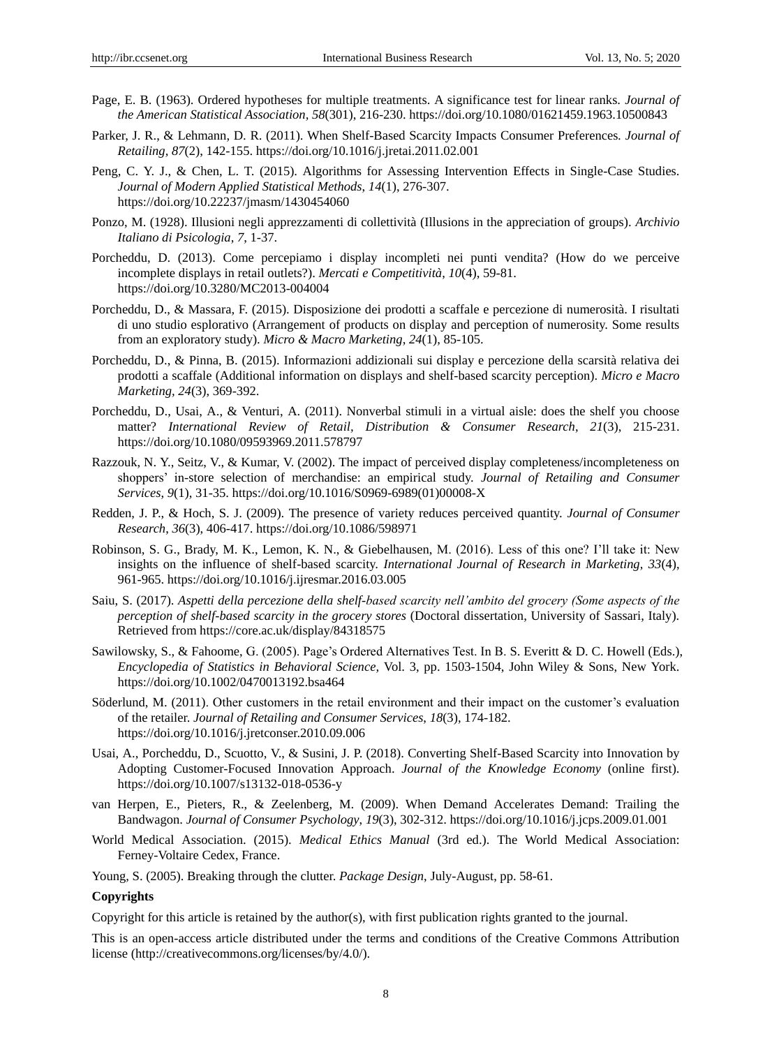Page, E. B. (1963). Ordered hypotheses for multiple treatments. A significance test for linear ranks. *Journal of the American Statistical Association, 58*(301), 216-230. https://doi.org/10.1080/01621459.1963.10500843

Parker, J. R., & Lehmann, D. R. (2011). When Shelf-Based Scarcity Impacts Consumer Preferences. *Journal of Retailing, 87*(2), 142-155. https://doi.org/10.1016/j.jretai.2011.02.001

Peng, C. Y. J., & Chen, L. T. (2015). Algorithms for Assessing Intervention Effects in Single-Case Studies. *Journal of Modern Applied Statistical Methods*, *14*(1), 276-307. https://doi.org/10.22237/jmasm/1430454060

Ponzo, M. (1928). Illusioni negli apprezzamenti di collettività (Illusions in the appreciation of groups). *Archivio Italiano di Psicologia, 7*, 1-37.

Porcheddu, D. (2013). Come percepiamo i display incompleti nei punti vendita? (How do we perceive incomplete displays in retail outlets?). *Mercati e Competitività*, *10*(4), 59-81. https://doi.org/10.3280/MC2013-004004

Porcheddu, D., & Massara, F. (2015). Disposizione dei prodotti a scaffale e percezione di numerosità. I risultati di uno studio esplorativo (Arrangement of products on display and perception of numerosity. Some results from an exploratory study). *Micro & Macro Marketing, 24*(1), 85-105.

Porcheddu, D., & Pinna, B. (2015). Informazioni addizionali sui display e percezione della scarsità relativa dei prodotti a scaffale (Additional information on displays and shelf-based scarcity perception). *Micro e Macro Marketing, 24*(3), 369-392.

Porcheddu, D., Usai, A., & Venturi, A. (2011). Nonverbal stimuli in a virtual aisle: does the shelf you choose matter? *International Review of Retail, Distribution & Consumer Research*, *21*(3), 215-231. https://doi.org/10.1080/09593969.2011.578797

Razzouk, N. Y., Seitz, V., & Kumar, V. (2002). The impact of perceived display completeness/incompleteness on shoppers' in-store selection of merchandise: an empirical study. *Journal of Retailing and Consumer Services*, *9*(1), 31-35. https://doi.org/10.1016/S0969-6989(01)00008-X

Redden, J. P., & Hoch, S. J. (2009). The presence of variety reduces perceived quantity. *Journal of Consumer Research, 36*(3), 406-417. https://doi.org/10.1086/598971

Robinson, S. G., Brady, M. K., Lemon, K. N., & Giebelhausen, M. (2016). Less of this one? I'll take it: New insights on the influence of shelf-based scarcity. *International Journal of Research in Marketing*, *33*(4), 961-965. https://doi.org/10.1016/j.ijresmar.2016.03.005

Saiu, S. (2017). *Aspetti della percezione della shelf-based scarcity nell'ambito del grocery (Some aspects of the perception of shelf-based scarcity in the grocery stores* (Doctoral dissertation, University of Sassari, Italy). Retrieved from https://core.ac.uk/display/84318575

Sawilowsky, S., & Fahoome, G. (2005). Page's Ordered Alternatives Test. In B. S. Everitt & D. C. Howell (Eds.), *Encyclopedia of Statistics in Behavioral Science*, Vol. 3, pp. 1503-1504, John Wiley & Sons, New York. https://doi.org/10.1002/0470013192.bsa464

Söderlund, M. (2011). Other customers in the retail environment and their impact on the customer's evaluation of the retailer. *Journal of Retailing and Consumer Services*, *18*(3), 174-182. https://doi.org/10.1016/j.jretconser.2010.09.006

Usai, A., Porcheddu, D., Scuotto, V., & Susini, J. P. (2018). Converting Shelf-Based Scarcity into Innovation by Adopting Customer-Focused Innovation Approach. *Journal of the Knowledge Economy* (online first). https://doi.org/10.1007/s13132-018-0536-y

van Herpen, E., Pieters, R., & Zeelenberg, M. (2009). When Demand Accelerates Demand: Trailing the Bandwagon. *Journal of Consumer Psychology*, *19*(3), 302-312. https://doi.org/10.1016/j.jcps.2009.01.001

World Medical Association. (2015). *Medical Ethics Manual* (3rd ed.). The World Medical Association: Ferney-Voltaire Cedex, France.

Young, S. (2005). Breaking through the clutter. *Package Design*, July-August, pp. 58-61.

**Copyrights**

Copyright for this article is retained by the author(s), with first publication rights granted to the journal.

This is an open-access article distributed under the terms and conditions of the Creative Commons Attribution license (http://creativecommons.org/licenses/by/4.0/).